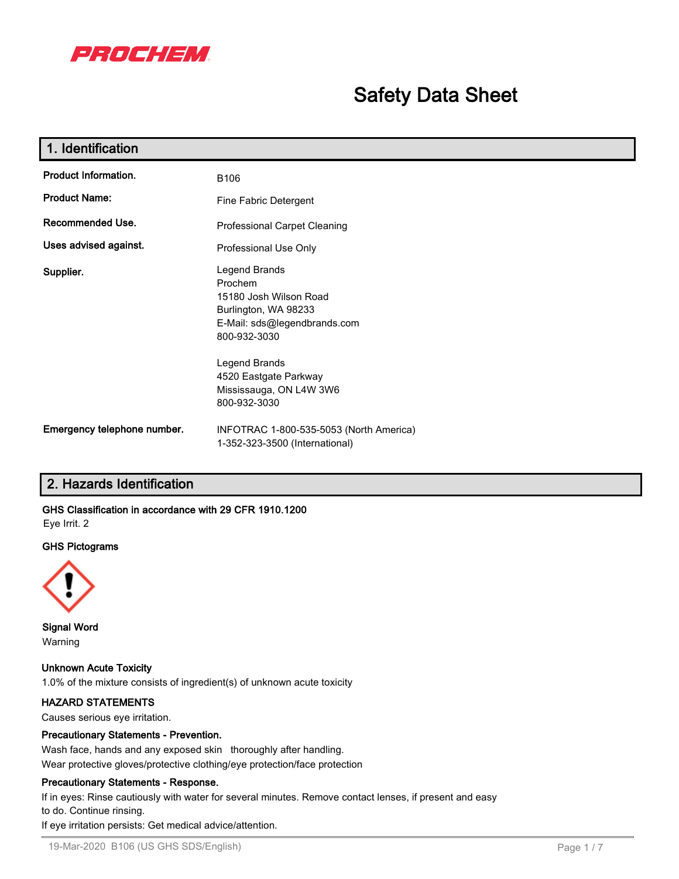PROCHEM

# Safety Data Sheet

## 1. Identification

| | |
|---|---|
| **Product Information.** | B106 |
| **Product Name:** | Fine Fabric Detergent |
| **Recommended Use.** | Professional Carpet Cleaning |
| **Uses advised against.** | Professional Use Only |
| **Supplier.** | Legend Brands<br>Prochem<br>15180 Josh Wilson Road<br>Burlington, WA 98233<br>E-Mail: sds@legendbrands.com<br>800-932-3030<br><br>Legend Brands<br>4520 Eastgate Parkway<br>Mississauga, ON L4W 3W6<br>800-932-3030 |
| **Emergency telephone number.** | INFOTRAC 1-800-535-5053 (North America)<br>1-352-323-3500 (International) |

## 2. Hazards Identification

**GHS Classification in accordance with 29 CFR 1910.1200**

Eye Irrit. 2

**GHS Pictograms**

**Signal Word**

Warning

**Unknown Acute Toxicity**

1.0% of the mixture consists of ingredient(s) of unknown acute toxicity

**HAZARD STATEMENTS**

Causes serious eye irritation.

**Precautionary Statements - Prevention.**

Wash face, hands and any exposed skin thoroughly after handling.
Wear protective gloves/protective clothing/eye protection/face protection

**Precautionary Statements - Response.**

If in eyes: Rinse cautiously with water for several minutes. Remove contact lenses, if present and easy to do. Continue rinsing.
If eye irritation persists: Get medical advice/attention.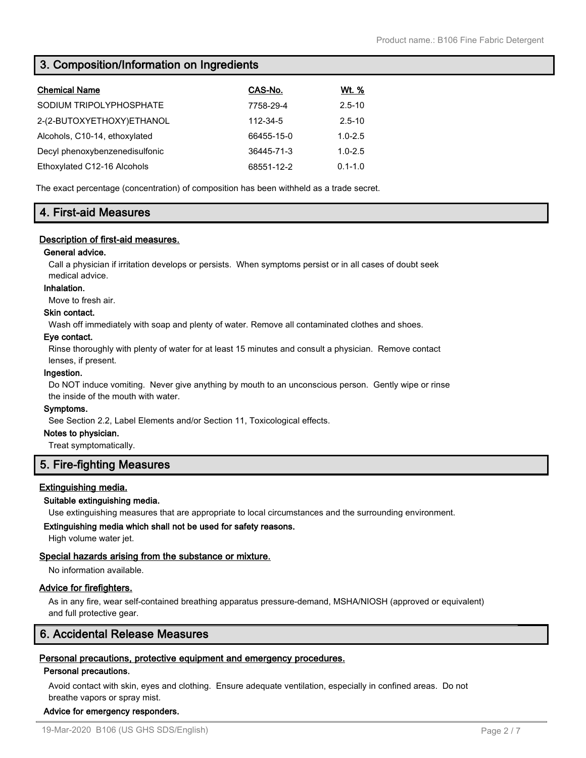## 3. Composition/Information on Ingredients

| Chemical Name | CAS-No. | Wt. % |
|---|---|---|
| SODIUM TRIPOLYPHOSPHATE | 7758-29-4 | 2.5-10 |
| 2-(2-BUTOXYETHOXY)ETHANOL | 112-34-5 | 2.5-10 |
| Alcohols, C10-14, ethoxylated | 66455-15-0 | 1.0-2.5 |
| Decyl phenoxybenzenedisulfonic | 36445-71-3 | 1.0-2.5 |
| Ethoxylated C12-16 Alcohols | 68551-12-2 | 0.1-1.0 |

The exact percentage (concentration) of composition has been withheld as a trade secret.

## 4. First-aid Measures

### Description of first-aid measures.

**General advice.**

Call a physician if irritation develops or persists. When symptoms persist or in all cases of doubt seek medical advice.

**Inhalation.**

Move to fresh air.

**Skin contact.**

Wash off immediately with soap and plenty of water. Remove all contaminated clothes and shoes.

**Eye contact.**

Rinse thoroughly with plenty of water for at least 15 minutes and consult a physician. Remove contact lenses, if present.

**Ingestion.**

Do NOT induce vomiting. Never give anything by mouth to an unconscious person. Gently wipe or rinse the inside of the mouth with water.

**Symptoms.**

See Section 2.2, Label Elements and/or Section 11, Toxicological effects.

**Notes to physician.**

Treat symptomatically.

## 5. Fire-fighting Measures

### Extinguishing media.

**Suitable extinguishing media.**

Use extinguishing measures that are appropriate to local circumstances and the surrounding environment.

**Extinguishing media which shall not be used for safety reasons.**

High volume water jet.

### Special hazards arising from the substance or mixture.

No information available.

### Advice for firefighters.

As in any fire, wear self-contained breathing apparatus pressure-demand, MSHA/NIOSH (approved or equivalent) and full protective gear.

## 6. Accidental Release Measures

### Personal precautions, protective equipment and emergency procedures.

**Personal precautions.**

Avoid contact with skin, eyes and clothing. Ensure adequate ventilation, especially in confined areas. Do not breathe vapors or spray mist.

**Advice for emergency responders.**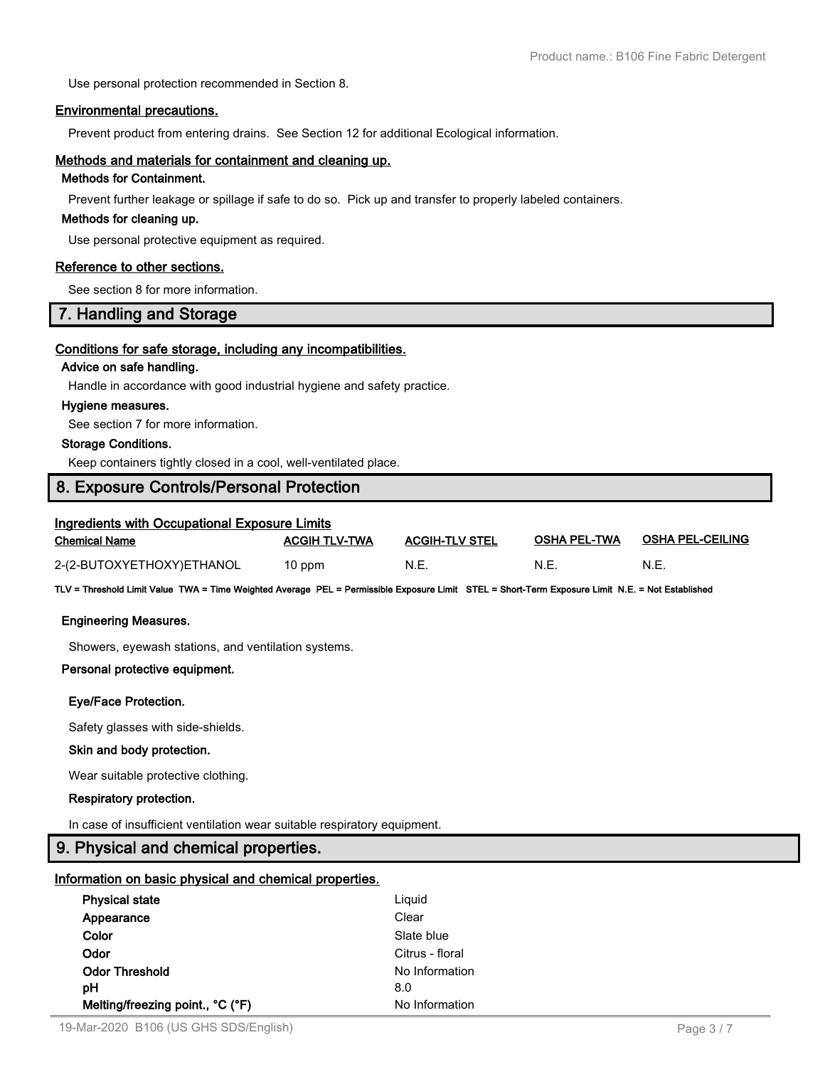Use personal protection recommended in Section 8.

**Environmental precautions.**

Prevent product from entering drains. See Section 12 for additional Ecological information.

**Methods and materials for containment and cleaning up.**

**Methods for Containment.**

Prevent further leakage or spillage if safe to do so. Pick up and transfer to properly labeled containers.

**Methods for cleaning up.**

Use personal protective equipment as required.

**Reference to other sections.**

See section 8 for more information.

## 7. Handling and Storage

**Conditions for safe storage, including any incompatibilities.**

**Advice on safe handling.**

Handle in accordance with good industrial hygiene and safety practice.

**Hygiene measures.**

See section 7 for more information.

**Storage Conditions.**

Keep containers tightly closed in a cool, well-ventilated place.

## 8. Exposure Controls/Personal Protection

**Ingredients with Occupational Exposure Limits**

| Chemical Name | ACGIH TLV-TWA | ACGIH-TLV STEL | OSHA PEL-TWA | OSHA PEL-CEILING |
|---|---|---|---|---|
| 2-(2-BUTOXYETHOXY)ETHANOL | 10 ppm | N.E. | N.E. | N.E. |

TLV = Threshold Limit Value TWA = Time Weighted Average PEL = Permissible Exposure Limit STEL = Short-Term Exposure Limit N.E. = Not Established

**Engineering Measures.**

Showers, eyewash stations, and ventilation systems.

**Personal protective equipment.**

**Eye/Face Protection.**

Safety glasses with side-shields.

**Skin and body protection.**

Wear suitable protective clothing.

**Respiratory protection.**

In case of insufficient ventilation wear suitable respiratory equipment.

## 9. Physical and chemical properties.

**Information on basic physical and chemical properties.**

| | |
|---|---|
| **Physical state** | Liquid |
| **Appearance** | Clear |
| **Color** | Slate blue |
| **Odor** | Citrus - floral |
| **Odor Threshold** | No Information |
| **pH** | 8.0 |
| **Melting/freezing point., °C (°F)** | No Information |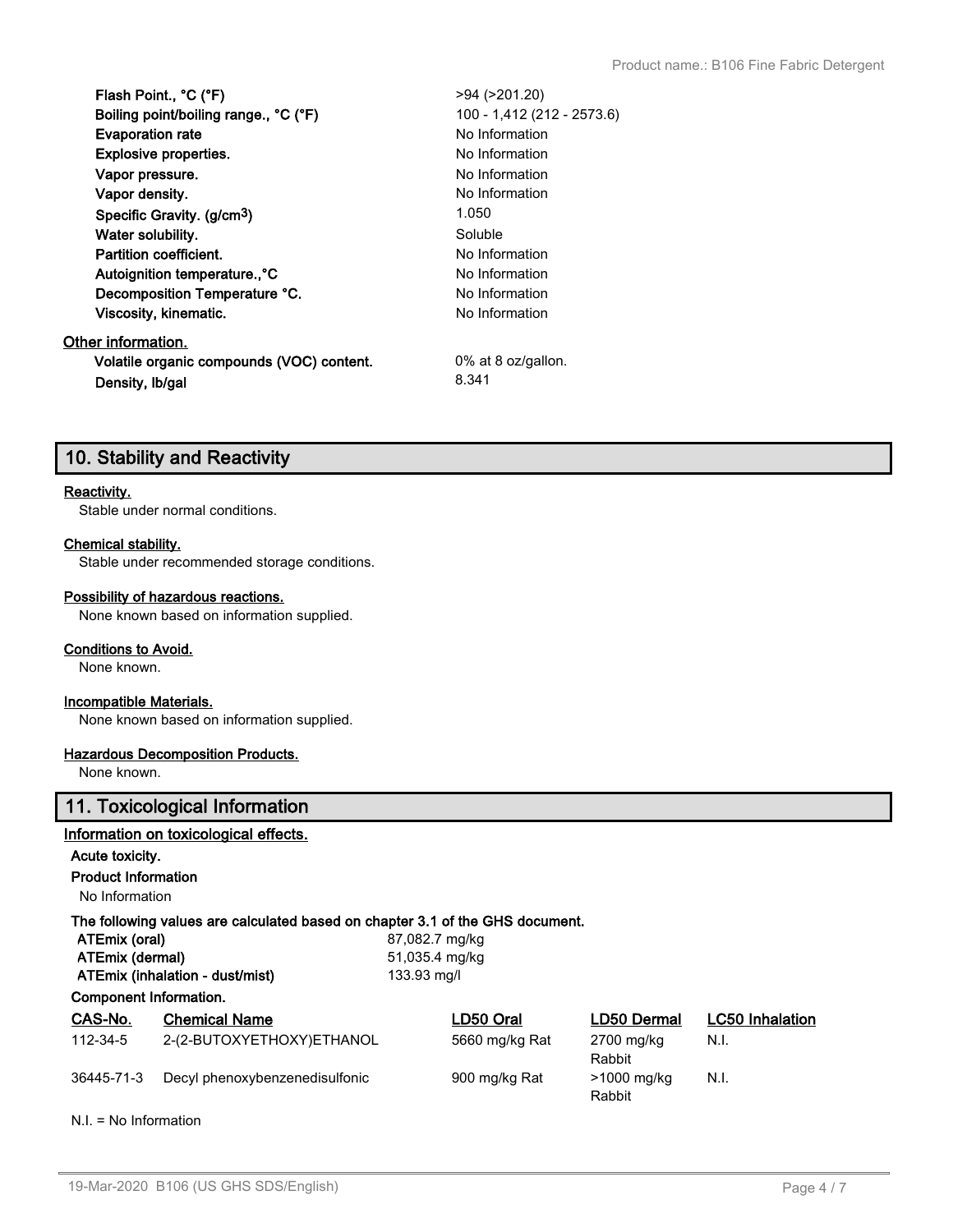| | |
|---|---|
| **Flash Point., °C (°F)** | >94 (>201.20) |
| **Boiling point/boiling range., °C (°F)** | 100 - 1,412 (212 - 2573.6) |
| **Evaporation rate** | No Information |
| **Explosive properties.** | No Information |
| **Vapor pressure.** | No Information |
| **Vapor density.** | No Information |
| **Specific Gravity. (g/cm$^3$)** | 1.050 |
| **Water solubility.** | Soluble |
| **Partition coefficient.** | No Information |
| **Autoignition temperature.,°C** | No Information |
| **Decomposition Temperature °C.** | No Information |
| **Viscosity, kinematic.** | No Information |

**Other information.**

| | |
|---|---|
| **Volatile organic compounds (VOC) content.** | 0% at 8 oz/gallon. |
| **Density, lb/gal** | 8.341 |

## 10. Stability and Reactivity

**Reactivity.**

Stable under normal conditions.

**Chemical stability.**

Stable under recommended storage conditions.

**Possibility of hazardous reactions.**

None known based on information supplied.

**Conditions to Avoid.**

None known.

**Incompatible Materials.**

None known based on information supplied.

**Hazardous Decomposition Products.**

None known.

## 11. Toxicological Information

**Information on toxicological effects.**

**Acute toxicity.**

**Product Information**

No Information

**The following values are calculated based on chapter 3.1 of the GHS document.**

| | |
|---|---|
| **ATEmix (oral)** | 87,082.7 mg/kg |
| **ATEmix (dermal)** | 51,035.4 mg/kg |
| **ATEmix (inhalation - dust/mist)** | 133.93 mg/l |

**Component Information.**

| CAS-No. | Chemical Name | LD50 Oral | LD50 Dermal | LC50 Inhalation |
|---|---|---|---|---|
| 112-34-5 | 2-(2-BUTOXYETHOXY)ETHANOL | 5660 mg/kg Rat | 2700 mg/kg Rabbit | N.I. |
| 36445-71-3 | Decyl phenoxybenzenedisulfonic | 900 mg/kg Rat | >1000 mg/kg Rabbit | N.I. |

N.I. = No Information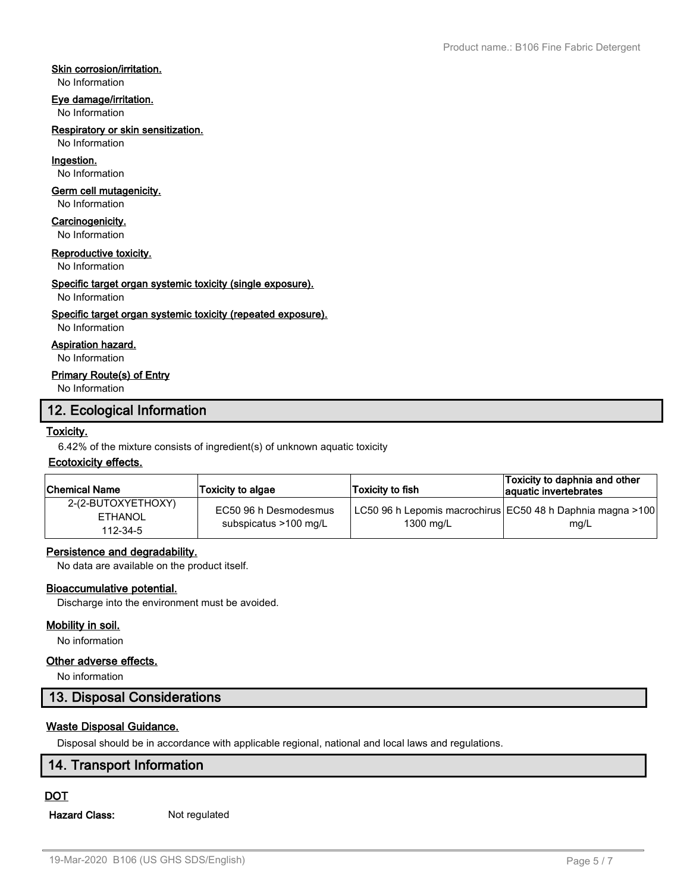**Skin corrosion/irritation.**

No Information

**Eye damage/irritation.**

No Information

**Respiratory or skin sensitization.**

No Information

**Ingestion.**

No Information

**Germ cell mutagenicity.**

No Information

**Carcinogenicity.**

No Information

**Reproductive toxicity.**

No Information

**Specific target organ systemic toxicity (single exposure).**

No Information

**Specific target organ systemic toxicity (repeated exposure).**

No Information

**Aspiration hazard.**

No Information

**Primary Route(s) of Entry**

No Information

## 12. Ecological Information

**Toxicity.**

6.42% of the mixture consists of ingredient(s) of unknown aquatic toxicity

**Ecotoxicity effects.**

| Chemical Name | Toxicity to algae | Toxicity to fish | Toxicity to daphnia and other aquatic invertebrates |
|---|---|---|---|
| 2-(2-BUTOXYETHOXY) ETHANOL 112-34-5 | EC50 96 h Desmodesmus subspicatus >100 mg/L | LC50 96 h Lepomis macrochirus 1300 mg/L | EC50 48 h Daphnia magna >100 mg/L |

**Persistence and degradability.**

No data are available on the product itself.

**Bioaccumulative potential.**

Discharge into the environment must be avoided.

**Mobility in soil.**

No information

**Other adverse effects.**

No information

## 13. Disposal Considerations

**Waste Disposal Guidance.**

Disposal should be in accordance with applicable regional, national and local laws and regulations.

## 14. Transport Information

**DOT**

**Hazard Class:** Not regulated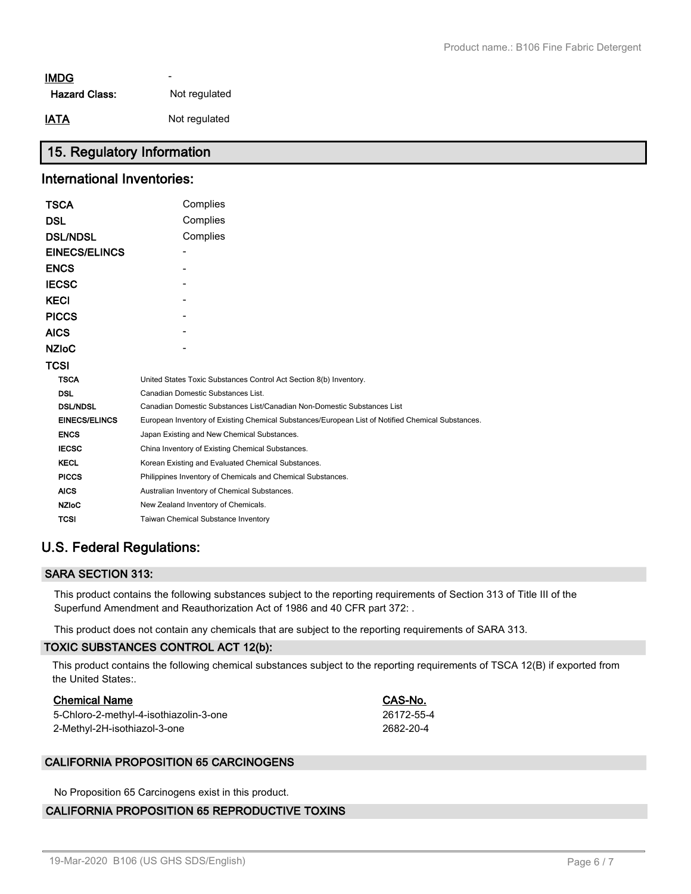**IMDG** -

**Hazard Class:** Not regulated

**IATA** Not regulated

## 15. Regulatory Information

### International Inventories:

| | |
|---|---|
| **TSCA** | Complies |
| **DSL** | Complies |
| **DSL/NDSL** | Complies |
| **EINECS/ELINCS** | - |
| **ENCS** | - |
| **IECSC** | - |
| **KECI** | - |
| **PICCS** | - |
| **AICS** | - |
| **NZIoC** | - |
| **TCSI** | |

| | |
|---|---|
| **TSCA** | United States Toxic Substances Control Act Section 8(b) Inventory. |
| **DSL** | Canadian Domestic Substances List. |
| **DSL/NDSL** | Canadian Domestic Substances List/Canadian Non-Domestic Substances List |
| **EINECS/ELINCS** | European Inventory of Existing Chemical Substances/European List of Notified Chemical Substances. |
| **ENCS** | Japan Existing and New Chemical Substances. |
| **IECSC** | China Inventory of Existing Chemical Substances. |
| **KECL** | Korean Existing and Evaluated Chemical Substances. |
| **PICCS** | Philippines Inventory of Chemicals and Chemical Substances. |
| **AICS** | Australian Inventory of Chemical Substances. |
| **NZIoC** | New Zealand Inventory of Chemicals. |
| **TCSI** | Taiwan Chemical Substance Inventory |

### U.S. Federal Regulations:

#### SARA SECTION 313:

This product contains the following substances subject to the reporting requirements of Section 313 of Title III of the Superfund Amendment and Reauthorization Act of 1986 and 40 CFR part 372: .

This product does not contain any chemicals that are subject to the reporting requirements of SARA 313.

#### TOXIC SUBSTANCES CONTROL ACT 12(b):

This product contains the following chemical substances subject to the reporting requirements of TSCA 12(B) if exported from the United States:.

| Chemical Name | CAS-No. |
|---|---|
| 5-Chloro-2-methyl-4-isothiazolin-3-one | 26172-55-4 |
| 2-Methyl-2H-isothiazol-3-one | 2682-20-4 |

#### CALIFORNIA PROPOSITION 65 CARCINOGENS

No Proposition 65 Carcinogens exist in this product.

#### CALIFORNIA PROPOSITION 65 REPRODUCTIVE TOXINS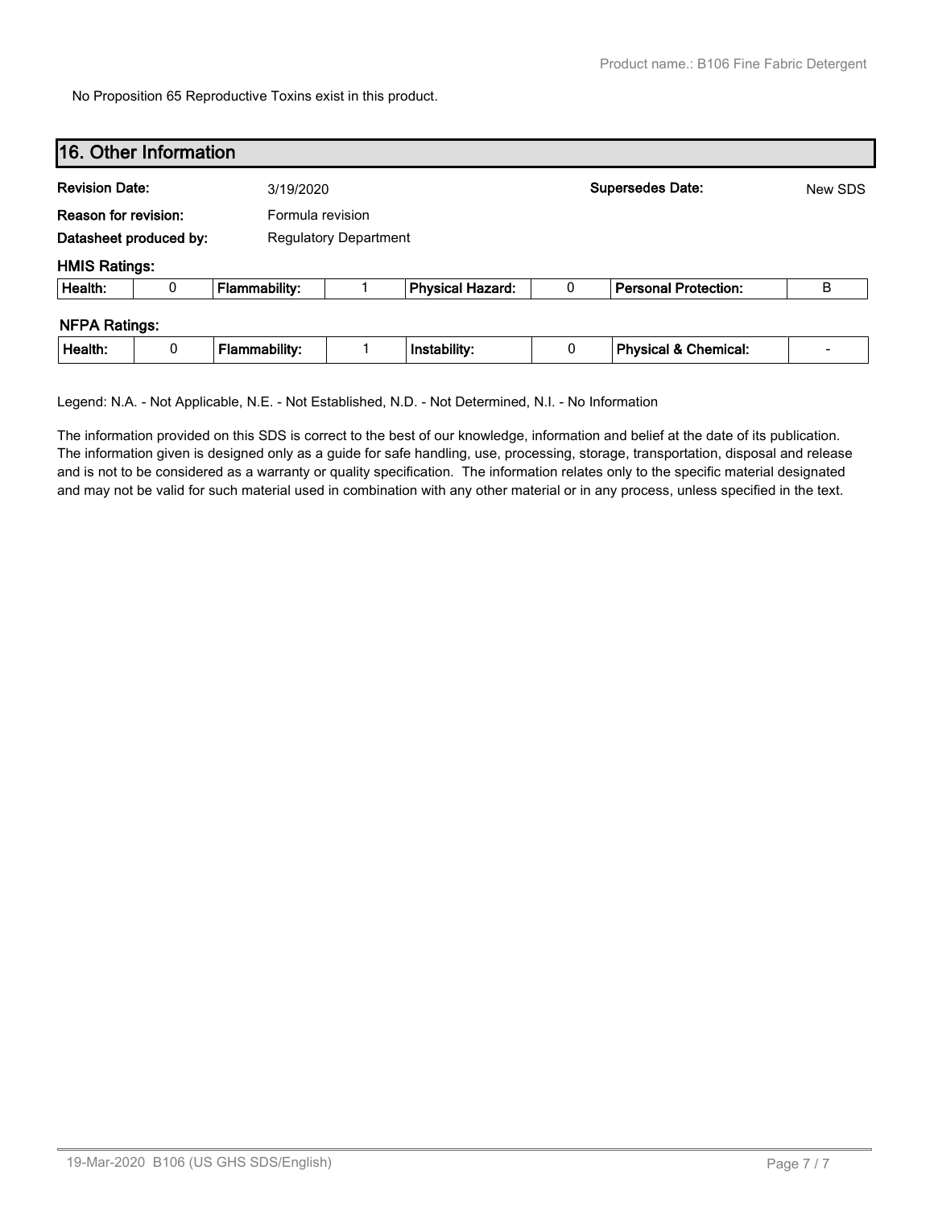No Proposition 65 Reproductive Toxins exist in this product.

## 16. Other Information

**Revision Date:** 3/19/2020 **Supersedes Date:** New SDS

**Reason for revision:** Formula revision

**Datasheet produced by:** Regulatory Department

**HMIS Ratings:**

| | | | | | | | |
|---|---|---|---|---|---|---|---|
| **Health:** | 0 | **Flammability:** | 1 | **Physical Hazard:** | 0 | **Personal Protection:** | B |

**NFPA Ratings:**

| | | | | | | | |
|---|---|---|---|---|---|---|---|
| **Health:** | 0 | **Flammability:** | 1 | **Instability:** | 0 | **Physical & Chemical:** | - |

Legend: N.A. - Not Applicable, N.E. - Not Established, N.D. - Not Determined, N.I. - No Information

The information provided on this SDS is correct to the best of our knowledge, information and belief at the date of its publication. The information given is designed only as a guide for safe handling, use, processing, storage, transportation, disposal and release and is not to be considered as a warranty or quality specification. The information relates only to the specific material designated and may not be valid for such material used in combination with any other material or in any process, unless specified in the text.